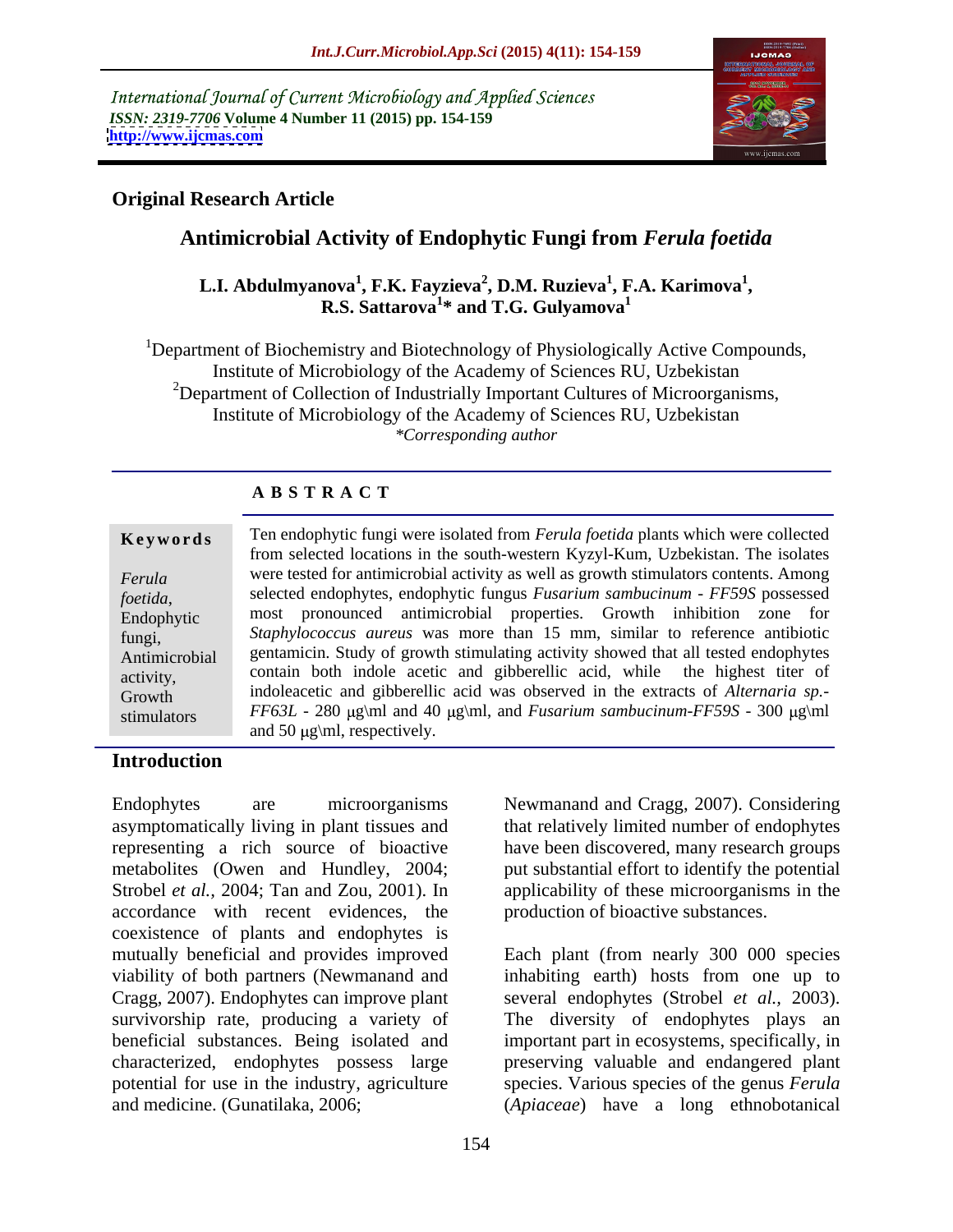International Journal of Current Microbiology and Applied Sciences
*ISSN: 2319-7706* **Volume 4 Number 11 (2015) pp. 154-159**
**http://www.ijcmas.com**

**Original Research Article**

# Antimicrobial Activity of Endophytic Fungi from *Ferula foetida*

**L.I. Abdulmyanova[1], F.K. Fayzieva[2], D.M. Ruzieva[1], F.A. Karimova[1], R.S. Sattarova[1]* and T.G. Gulyamova[1]**

[1]Department of Biochemistry and Biotechnology of Physiologically Active Compounds, Institute of Microbiology of the Academy of Sciences RU, Uzbekistan
[2]Department of Collection of Industrially Important Cultures of Microorganisms, Institute of Microbiology of the Academy of Sciences RU, Uzbekistan
*\*Corresponding author*

**A B S T R A C T**

**Keywords**

*Ferula foetida*, Endophytic fungi, Antimicrobial activity, Growth stimulators

Ten endophytic fungi were isolated from *Ferula foetida* plants which were collected from selected locations in the south-western Kyzyl-Kum, Uzbekistan. The isolates were tested for antimicrobial activity as well as growth stimulators contents. Among selected endophytes, endophytic fungus *Fusarium sambucinum - FF59S* possessed most pronounced antimicrobial properties. Growth inhibition zone for *Staphylococcus aureus* was more than 15 mm, similar to reference antibiotic gentamicin. Study of growth stimulating activity showed that all tested endophytes contain both indole acetic and gibberellic acid, while the highest titer of indoleacetic and gibberellic acid was observed in the extracts of *Alternaria sp.-FF63L* - 280 μg\ml and 40 μg\ml, and *Fusarium sambucinum-FF59S* - 300 μg\ml and 50 μg\ml, respectively.

## Introduction

Endophytes are microorganisms asymptomatically living in plant tissues and representing a rich source of bioactive metabolites (Owen and Hundley, 2004; Strobel *et al.,* 2004; Tan and Zou, 2001). In accordance with recent evidences, the coexistence of plants and endophytes is mutually beneficial and provides improved viability of both partners (Newmanand and Cragg, 2007). Endophytes can improve plant survivorship rate, producing a variety of beneficial substances. Being isolated and characterized, endophytes possess large potential for use in the industry, agriculture and medicine. (Gunatilaka, 2006; Newmanand and Cragg, 2007). Considering that relatively limited number of endophytes have been discovered, many research groups put substantial effort to identify the potential applicability of these microorganisms in the production of bioactive substances.

Each plant (from nearly 300 000 species inhabiting earth) hosts from one up to several endophytes (Strobel *et al.,* 2003). The diversity of endophytes plays an important part in ecosystems, specifically, in preserving valuable and endangered plant species. Various species of the genus *Ferula* (*Apiaceae*) have a long ethnobotanical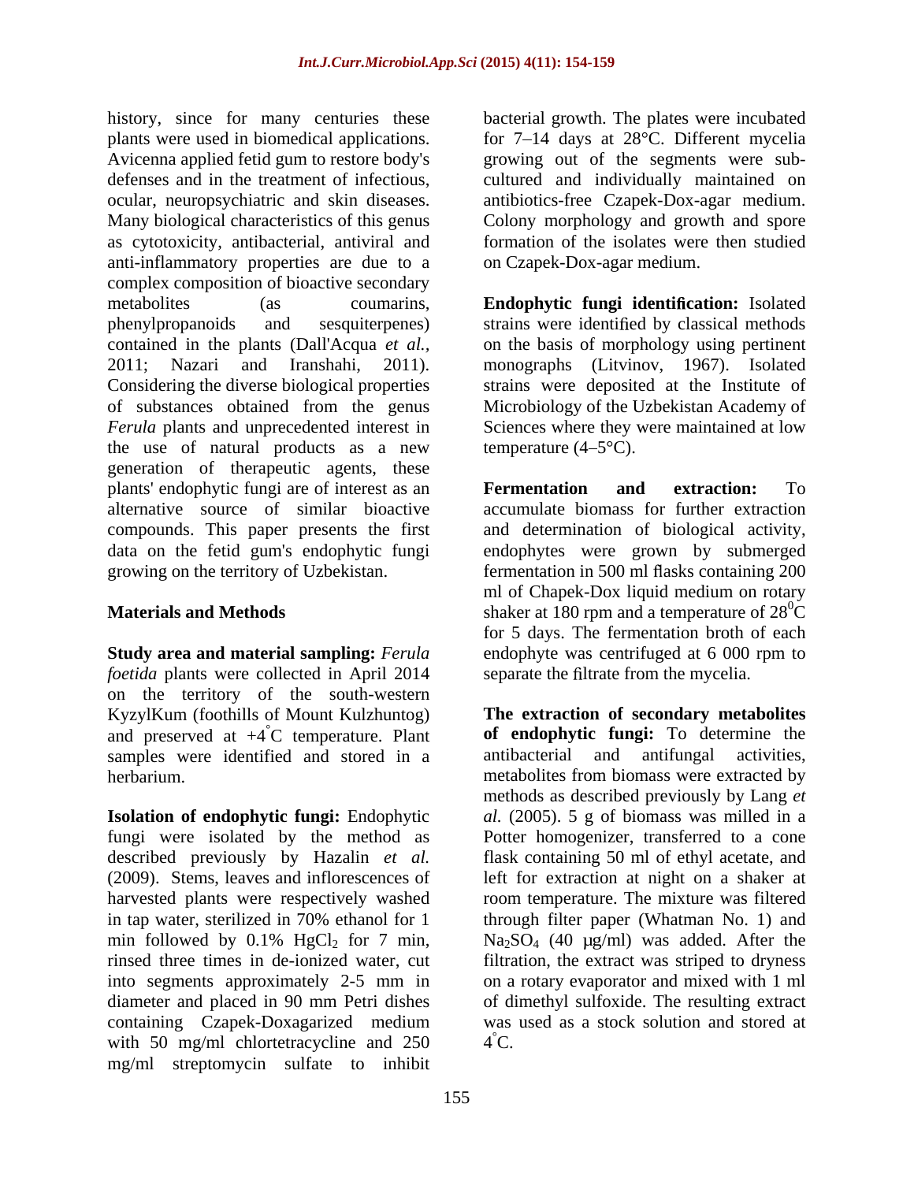history, since for many centuries these plants were used in biomedical applications. Avicenna applied fetid gum to restore body's defenses and in the treatment of infectious, ocular, neuropsychiatric and skin diseases. Many biological characteristics of this genus as cytotoxicity, antibacterial, antiviral and anti-inflammatory properties are due to a complex composition of bioactive secondary metabolites (as coumarins, phenylpropanoids and sesquiterpenes) contained in the plants (Dall'Acqua *et al.*, 2011; Nazari and Iranshahi, 2011). Considering the diverse biological properties of substances obtained from the genus *Ferula* plants and unprecedented interest in the use of natural products as a new generation of therapeutic agents, these plants' endophytic fungi are of interest as an alternative source of similar bioactive compounds. This paper presents the first data on the fetid gum's endophytic fungi growing on the territory of Uzbekistan.

## Materials and Methods

**Study area and material sampling:** *Ferula foetida* plants were collected in April 2014 on the territory of the south-western KyzylKum (foothills of Mount Kulzhuntog) and preserved at +4°C temperature. Plant samples were identified and stored in a herbarium.

**Isolation of endophytic fungi:** Endophytic fungi were isolated by the method as described previously by Hazalin *et al.* (2009). Stems, leaves and inflorescences of harvested plants were respectively washed in tap water, sterilized in 70% ethanol for 1 min followed by 0.1% $HgCl_2$ for 7 min, rinsed three times in de-ionized water, cut into segments approximately 2-5 mm in diameter and placed in 90 mm Petri dishes containing Czapek-Doxagarized medium with 50 mg/ml chlortetracycline and 250 mg/ml streptomycin sulfate to inhibit bacterial growth. The plates were incubated for 7–14 days at 28°C. Different mycelia growing out of the segments were sub-cultured and individually maintained on antibiotics-free Czapek-Dox-agar medium. Colony morphology and growth and spore formation of the isolates were then studied on Czapek-Dox-agar medium.

**Endophytic fungi identification:** Isolated strains were identified by classical methods on the basis of morphology using pertinent monographs (Litvinov, 1967). Isolated strains were deposited at the Institute of Microbiology of the Uzbekistan Academy of Sciences where they were maintained at low temperature (4–5°C).

**Fermentation and extraction:** To accumulate biomass for further extraction and determination of biological activity, endophytes were grown by submerged fermentation in 500 ml flasks containing 200 ml of Chapek-Dox liquid medium on rotary shaker at 180 rpm and a temperature of $28^0$C for 5 days. The fermentation broth of each endophyte was centrifuged at 6 000 rpm to separate the filtrate from the mycelia.

**The extraction of secondary metabolites of endophytic fungi:** To determine the antibacterial and antifungal activities, metabolites from biomass were extracted by methods as described previously by Lang *et al.* (2005). 5 g of biomass was milled in a Potter homogenizer, transferred to a cone flask containing 50 ml of ethyl acetate, and left for extraction at night on a shaker at room temperature. The mixture was filtered through filter paper (Whatman No. 1) and $Na_2SO_4$ (40 μg/ml) was added. After the filtration, the extract was striped to dryness on a rotary evaporator and mixed with 1 ml of dimethyl sulfoxide. The resulting extract was used as a stock solution and stored at 4°C.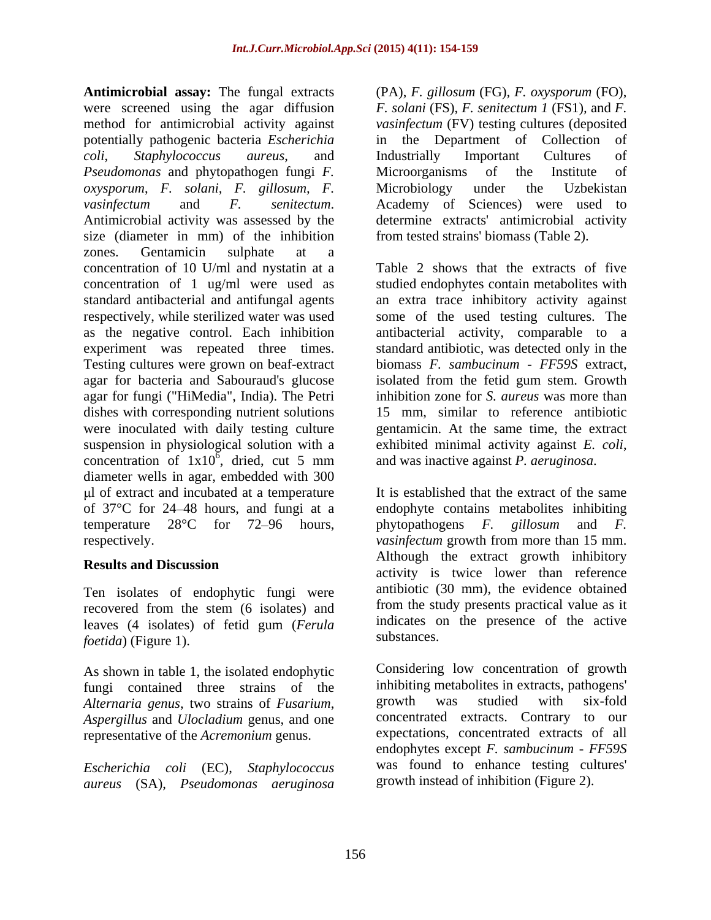**Antimicrobial assay:** The fungal extracts were screened using the agar diffusion method for antimicrobial activity against potentially pathogenic bacteria *Escherichia coli*, *Staphylococcus aureus*, and *Pseudomonas* and phytopathogen fungi *F. oxysporum*, *F. solani*, *F. gillosum*, *F. vasinfectum* and *F. senitectum*. Antimicrobial activity was assessed by the size (diameter in mm) of the inhibition zones. Gentamicin sulphate at a concentration of 10 U/ml and nystatin at a concentration of 1 ug/ml were used as standard antibacterial and antifungal agents respectively, while sterilized water was used as the negative control. Each inhibition experiment was repeated three times. Testing cultures were grown on beaf-extract agar for bacteria and Sabouraud's glucose agar for fungi ("HiMedia", India). The Petri dishes with corresponding nutrient solutions were inoculated with daily testing culture suspension in physiological solution with a concentration of $1x10^6$, dried, cut 5 mm diameter wells in agar, embedded with 300 μl of extract and incubated at a temperature of 37°C for 24–48 hours, and fungi at a temperature 28°C for 72–96 hours, respectively.

## Results and Discussion

Ten isolates of endophytic fungi were recovered from the stem (6 isolates) and leaves (4 isolates) of fetid gum (*Ferula foetida*) (Figure 1).

As shown in table 1, the isolated endophytic fungi contained three strains of the *Alternaria genus*, two strains of *Fusarium*, *Aspergillus* and *Ulocladium* genus, and one representative of the *Acremonium* genus.

*Escherichia coli* (EC), *Staphylococcus aureus* (SA), *Pseudomonas aeruginosa* (PA), *F. gillosum* (FG), *F. oxysporum* (FO), *F. solani* (FS), *F. senitectum 1* (FS1), and *F. vasinfectum* (FV) testing cultures (deposited in the Department of Collection of Industrially Important Cultures of Microorganisms of the Institute of Microbiology under the Uzbekistan Academy of Sciences) were used to determine extracts' antimicrobial activity from tested strains' biomass (Table 2).

Table 2 shows that the extracts of five studied endophytes contain metabolites with an extra trace inhibitory activity against some of the used testing cultures. The antibacterial activity, comparable to a standard antibiotic, was detected only in the biomass *F. sambucinum - FF59S* extract, isolated from the fetid gum stem. Growth inhibition zone for *S. aureus* was more than 15 mm, similar to reference antibiotic gentamicin. At the same time, the extract exhibited minimal activity against *E. coli*, and was inactive against *P. aeruginosa*.

It is established that the extract of the same endophyte contains metabolites inhibiting phytopathogens *F. gillosum* and *F. vasinfectum* growth from more than 15 mm. Although the extract growth inhibitory activity is twice lower than reference antibiotic (30 mm), the evidence obtained from the study presents practical value as it indicates on the presence of the active substances.

Considering low concentration of growth inhibiting metabolites in extracts, pathogens' growth was studied with six-fold concentrated extracts. Contrary to our expectations, concentrated extracts of all endophytes except *F. sambucinum - FF59S* was found to enhance testing cultures' growth instead of inhibition (Figure 2).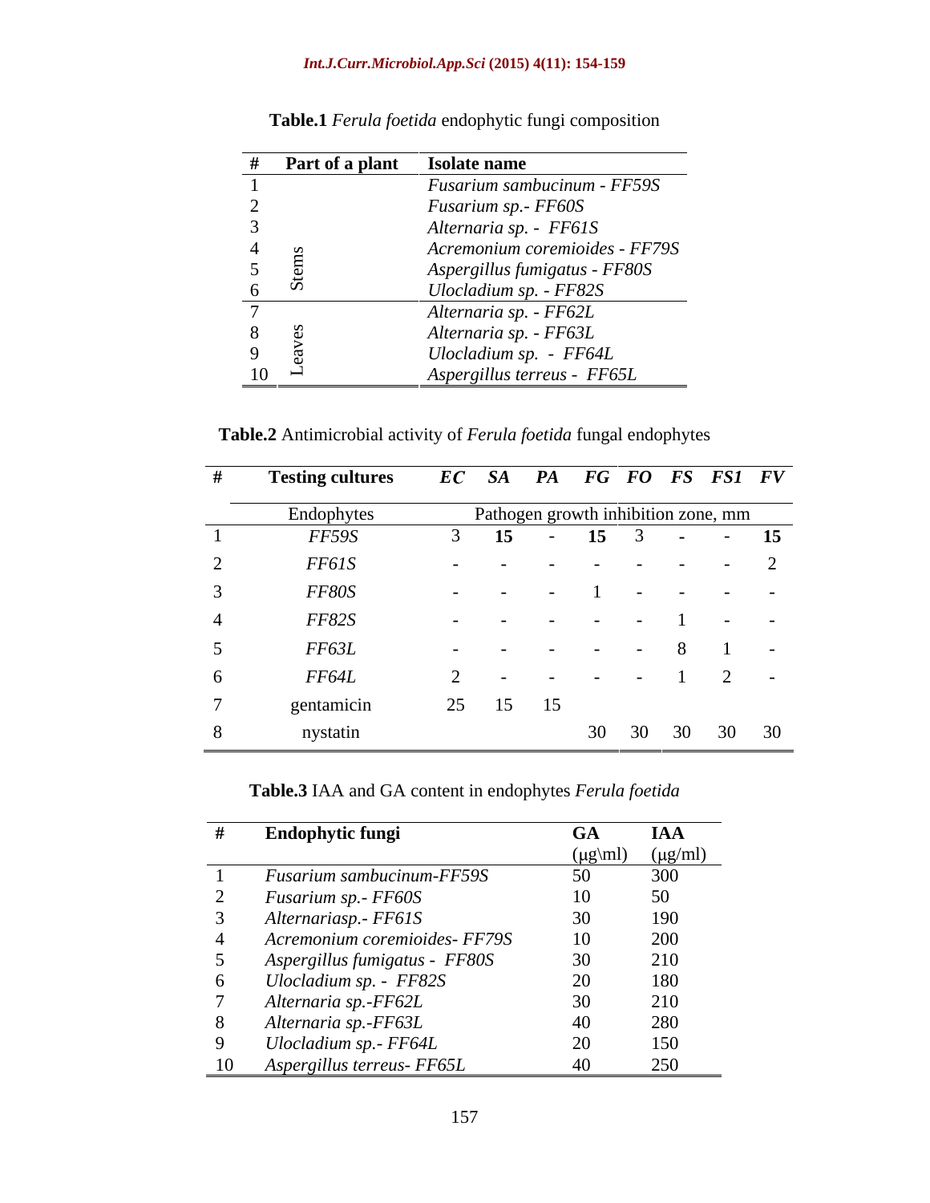**Table.1** *Ferula foetida* endophytic fungi composition

| # | Part of a plant | Isolate name |
|---|---|---|
| 1 | Stems | *Fusarium sambucinum - FF59S* |
| 2 | | *Fusarium sp.- FF60S* |
| 3 | | *Alternaria sp. - FF61S* |
| 4 | | *Acremonium coremioides - FF79S* |
| 5 | | *Aspergillus fumigatus - FF80S* |
| 6 | | *Ulocladium sp. - FF82S* |
| 7 | Leaves | *Alternaria sp. - FF62L* |
| 8 | | *Alternaria sp. - FF63L* |
| 9 | | *Ulocladium sp. - FF64L* |
| 10 | | *Aspergillus terreus - FF65L* |

**Table.2** Antimicrobial activity of *Ferula foetida* fungal endophytes

| # | Testing cultures | *EC* | *SA* | *PA* | *FG* | *FO* | *FS* | *FS1* | *FV* |
|---|---|---|---|---|---|---|---|---|---|
| | Endophytes | Pathogen growth inhibition zone, mm | | | | | | | |
| 1 | *FF59S* | 3 | **15** | - | **15** | 3 | - | - | **15** |
| 2 | *FF61S* | - | - | - | - | - | - | - | 2 |
| 3 | *FF80S* | - | - | - | 1 | - | - | - | - |
| 4 | *FF82S* | - | - | - | - | - | 1 | - | - |
| 5 | *FF63L* | - | - | - | - | - | 8 | 1 | - |
| 6 | *FF64L* | 2 | - | - | - | - | 1 | 2 | - |
| 7 | gentamicin | 25 | 15 | 15 | | | | | |
| 8 | nystatin | | | | 30 | 30 | 30 | 30 | 30 |

**Table.3** IAA and GA content in endophytes *Ferula foetida*

| # | Endophytic fungi | GA (μg\ml) | IAA (μg/ml) |
|---|---|---|---|
| 1 | *Fusarium sambucinum-FF59S* | 50 | 300 |
| 2 | *Fusarium sp.- FF60S* | 10 | 50 |
| 3 | *Alternariasp.- FF61S* | 30 | 190 |
| 4 | *Acremonium coremioides- FF79S* | 10 | 200 |
| 5 | *Aspergillus fumigatus - FF80S* | 30 | 210 |
| 6 | *Ulocladium sp. - FF82S* | 20 | 180 |
| 7 | *Alternaria sp.-FF62L* | 30 | 210 |
| 8 | *Alternaria sp.-FF63L* | 40 | 280 |
| 9 | *Ulocladium sp.- FF64L* | 20 | 150 |
| 10 | *Aspergillus terreus- FF65L* | 40 | 250 |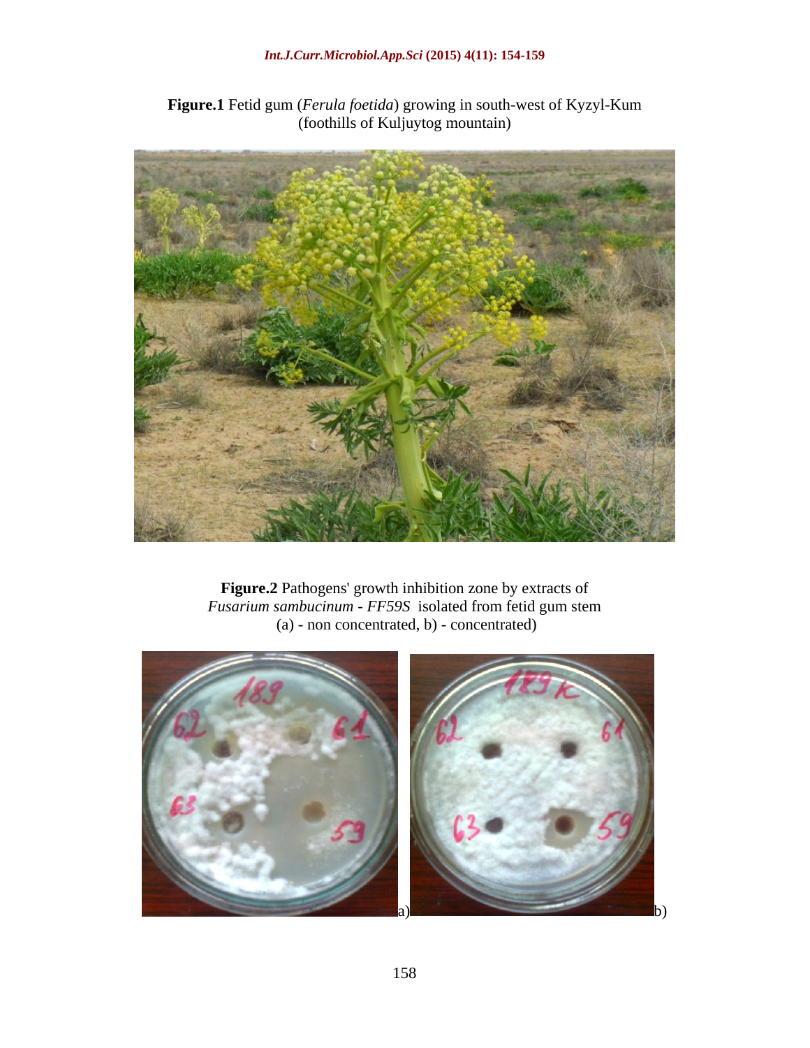**Figure.1** Fetid gum (*Ferula foetida*) growing in south-west of Kyzyl-Kum (foothills of Kuljuytog mountain)

**Figure.2** Pathogens' growth inhibition zone by extracts of *Fusarium sambucinum - FF59S* isolated from fetid gum stem (a) - non concentrated, b) - concentrated)

a) b)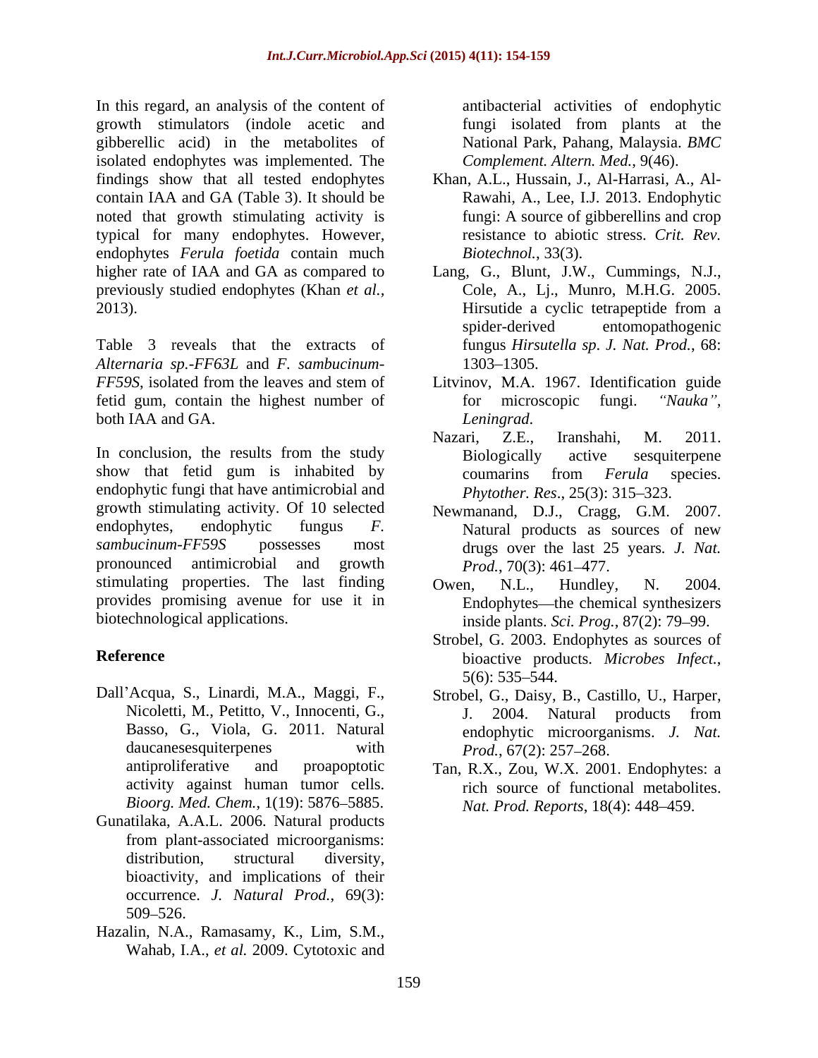In this regard, an analysis of the content of growth stimulators (indole acetic and gibberellic acid) in the metabolites of isolated endophytes was implemented. The findings show that all tested endophytes contain IAA and GA (Table 3). It should be noted that growth stimulating activity is typical for many endophytes. However, endophytes *Ferula foetida* contain much higher rate of IAA and GA as compared to previously studied endophytes (Khan *et al.,* 2013).

Table 3 reveals that the extracts of *Alternaria sp.-FF63L* and *F. sambucinum-FF59S*, isolated from the leaves and stem of fetid gum, contain the highest number of both IAA and GA.

In conclusion, the results from the study show that fetid gum is inhabited by endophytic fungi that have antimicrobial and growth stimulating activity. Of 10 selected endophytes, endophytic fungus *F. sambucinum-FF59S* possesses most pronounced antimicrobial and growth stimulating properties. The last finding provides promising avenue for use it in biotechnological applications.

## Reference

Dall'Acqua, S., Linardi, M.A., Maggi, F., Nicoletti, M., Petitto, V., Innocenti, G., Basso, G., Viola, G. 2011. Natural daucanesesquiterpenes with antiproliferative and proapoptotic activity against human tumor cells. *Bioorg. Med. Chem.*, 1(19): 5876–5885.

Gunatilaka, A.A.L. 2006. Natural products from plant-associated microorganisms: distribution, structural diversity, bioactivity, and implications of their occurrence. *J. Natural Prod.*, 69(3): 509–526.

Hazalin, N.A., Ramasamy, K., Lim, S.M., Wahab, I.A., *et al.* 2009. Cytotoxic and antibacterial activities of endophytic fungi isolated from plants at the National Park, Pahang, Malaysia. *BMC Complement. Altern. Med.*, 9(46).

Khan, A.L., Hussain, J., Al-Harrasi, A., Al-Rawahi, A., Lee, I.J. 2013. Endophytic fungi: A source of gibberellins and crop resistance to abiotic stress. *Crit. Rev. Biotechnol.*, 33(3).

Lang, G., Blunt, J.W., Cummings, N.J., Cole, A., Lj., Munro, M.H.G. 2005. Hirsutide a cyclic tetrapeptide from a spider-derived entomopathogenic fungus *Hirsutella sp*. *J. Nat. Prod.*, 68: 1303–1305.

Litvinov, M.A. 1967. Identification guide for microscopic fungi. *"Nauka", Leningrad.*

Nazari, Z.E., Iranshahi, M. 2011. Biologically active sesquiterpene coumarins from *Ferula* species. *Phytother. Res*., 25(3): 315–323.

Newmanand, D.J., Cragg, G.M. 2007. Natural products as sources of new drugs over the last 25 years. *J. Nat. Prod.*, 70(3): 461–477.

Owen, N.L., Hundley, N. 2004. Endophytes—the chemical synthesizers inside plants. *Sci. Prog.*, 87(2): 79–99.

Strobel, G. 2003. Endophytes as sources of bioactive products. *Microbes Infect.*, 5(6): 535–544.

Strobel, G., Daisy, B., Castillo, U., Harper, J. 2004. Natural products from endophytic microorganisms. *J. Nat. Prod.*, 67(2): 257–268.

Tan, R.X., Zou, W.X. 2001. Endophytes: a rich source of functional metabolites. *Nat. Prod. Reports*, 18(4): 448–459.